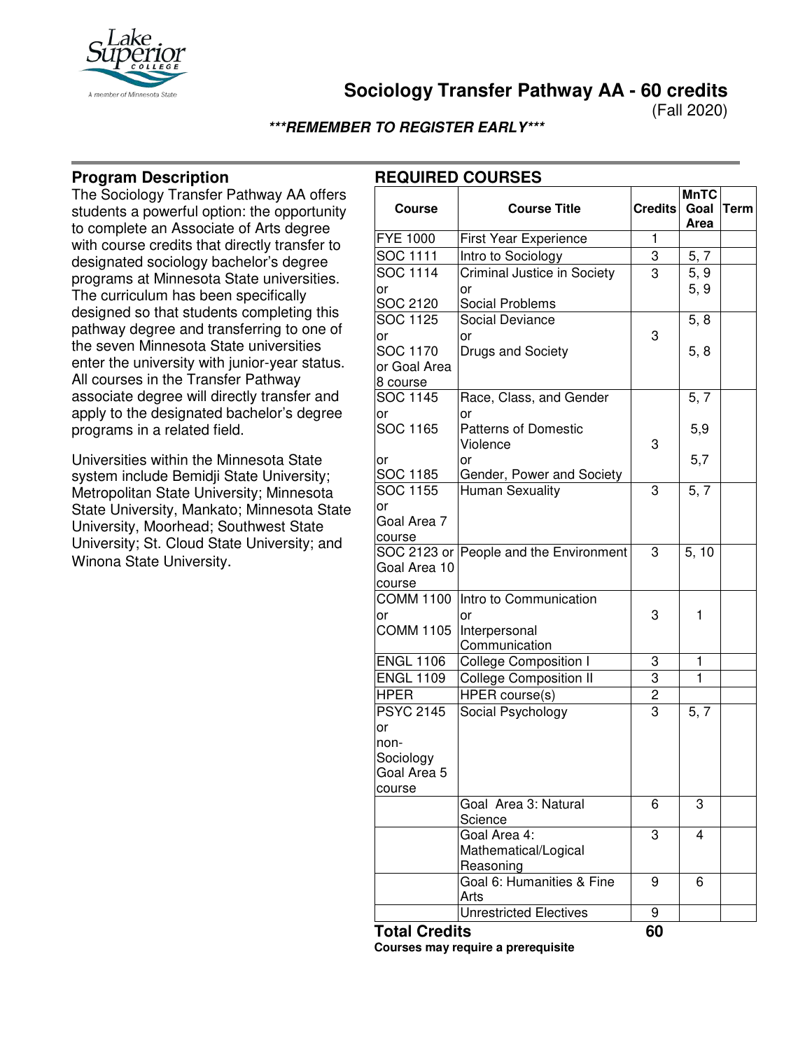# Sociology Transfer Pathway AA - 60 credits

(Fall 2020)

***REMEMBER TO REGISTER EARLY***

## Program Description

The Sociology Transfer Pathway AA offers students a powerful option: the opportunity to complete an Associate of Arts degree with course credits that directly transfer to designated sociology bachelor's degree programs at Minnesota State universities. The curriculum has been specifically designed so that students completing this pathway degree and transferring to one of the seven Minnesota State universities enter the university with junior-year status. All courses in the Transfer Pathway associate degree will directly transfer and apply to the designated bachelor's degree programs in a related field.

Universities within the Minnesota State system include Bemidji State University; Metropolitan State University; Minnesota State University, Mankato; Minnesota State University, Moorhead; Southwest State University; St. Cloud State University; and Winona State University.

## REQUIRED COURSES

| Course | Course Title | Credits | MnTC Goal Area | Term |
|---|---|---|---|---|
| FYE 1000 | First Year Experience | 1 | | |
| SOC 1111 | Intro to Sociology | 3 | 5, 7 | |
| SOC 1114 or SOC 2120 | Criminal Justice in Society or Social Problems | 3 | 5, 9<br>5, 9 | |
| SOC 1125 or SOC 1170 or Goal Area 8 course | Social Deviance or Drugs and Society | 3 | 5, 8<br>5, 8 | |
| SOC 1145 or SOC 1165 or SOC 1185 | Race, Class, and Gender or Patterns of Domestic Violence or Gender, Power and Society | 3 | 5, 7<br>5,9<br>5,7 | |
| SOC 1155 or Goal Area 7 course | Human Sexuality | 3 | 5, 7 | |
| SOC 2123 or Goal Area 10 course | People and the Environment | 3 | 5, 10 | |
| COMM 1100 or COMM 1105 | Intro to Communication or Interpersonal Communication | 3 | 1 | |
| ENGL 1106 | College Composition I | 3 | 1 | |
| ENGL 1109 | College Composition II | 3 | 1 | |
| HPER | HPER course(s) | 2 | | |
| PSYC 2145 or non-Sociology Goal Area 5 course | Social Psychology | 3 | 5, 7 | |
| | Goal Area 3: Natural Science | 6 | 3 | |
| | Goal Area 4: Mathematical/Logical Reasoning | 3 | 4 | |
| | Goal 6: Humanities & Fine Arts | 9 | 6 | |
| | Unrestricted Electives | 9 | | |
| **Total Credits** | | **60** | | |

**Courses may require a prerequisite**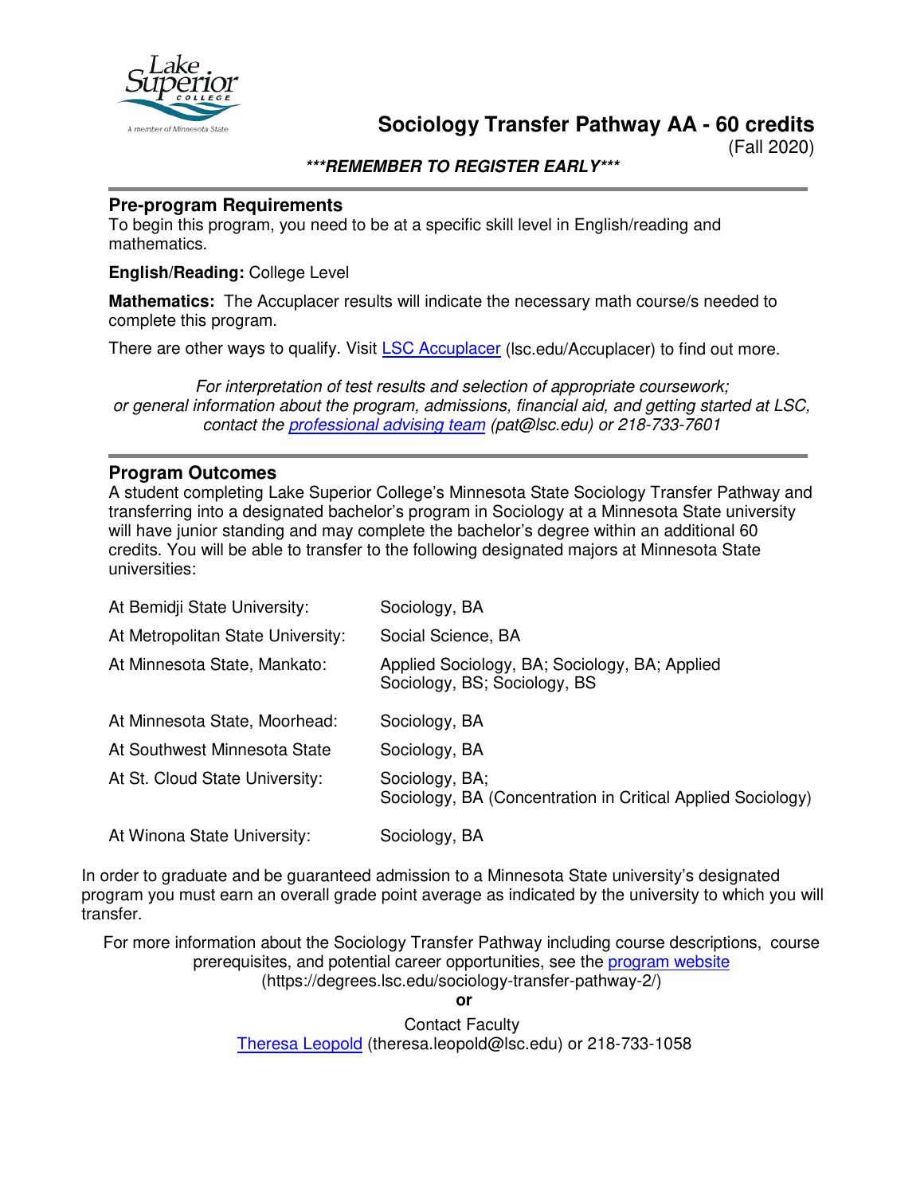# Sociology Transfer Pathway AA - 60 credits

(Fall 2020)

***REMEMBER TO REGISTER EARLY***

## Pre-program Requirements

To begin this program, you need to be at a specific skill level in English/reading and mathematics.

**English/Reading:** College Level

**Mathematics:** The Accuplacer results will indicate the necessary math course/s needed to complete this program.

There are other ways to qualify. Visit LSC Accuplacer (lsc.edu/Accuplacer) to find out more.

*For interpretation of test results and selection of appropriate coursework; or general information about the program, admissions, financial aid, and getting started at LSC, contact the professional advising team (pat@lsc.edu) or 218-733-7601*

## Program Outcomes

A student completing Lake Superior College's Minnesota State Sociology Transfer Pathway and transferring into a designated bachelor's program in Sociology at a Minnesota State university will have junior standing and may complete the bachelor's degree within an additional 60 credits. You will be able to transfer to the following designated majors at Minnesota State universities:

| | |
|---|---|
| At Bemidji State University: | Sociology, BA |
| At Metropolitan State University: | Social Science, BA |
| At Minnesota State, Mankato: | Applied Sociology, BA; Sociology, BA; Applied Sociology, BS; Sociology, BS |
| At Minnesota State, Moorhead: | Sociology, BA |
| At Southwest Minnesota State | Sociology, BA |
| At St. Cloud State University: | Sociology, BA; Sociology, BA (Concentration in Critical Applied Sociology) |
| At Winona State University: | Sociology, BA |

In order to graduate and be guaranteed admission to a Minnesota State university's designated program you must earn an overall grade point average as indicated by the university to which you will transfer.

For more information about the Sociology Transfer Pathway including course descriptions, course prerequisites, and potential career opportunities, see the program website (https://degrees.lsc.edu/sociology-transfer-pathway-2/)

**or**

Contact Faculty
Theresa Leopold (theresa.leopold@lsc.edu) or 218-733-1058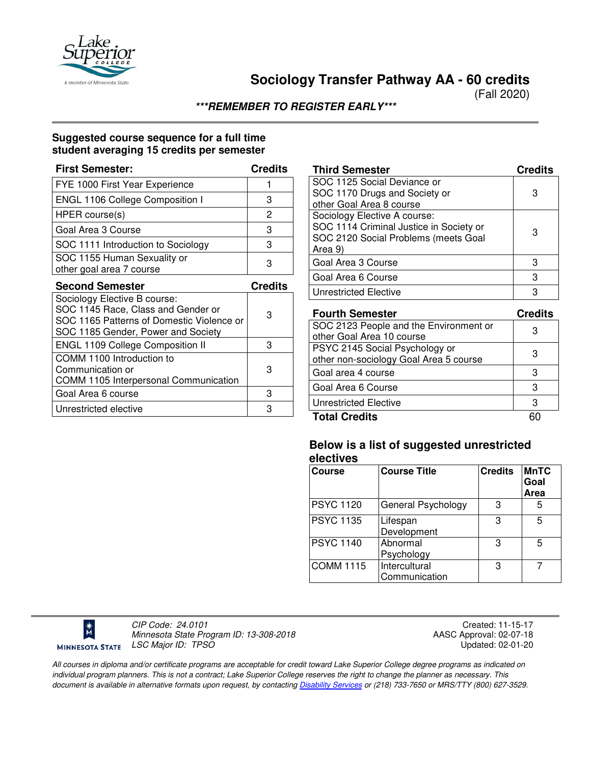# Sociology Transfer Pathway AA - 60 credits

(Fall 2020)

***REMEMBER TO REGISTER EARLY***

**Suggested course sequence for a full time student averaging 15 credits per semester**

| First Semester: | Credits |
|---|---|
| FYE 1000 First Year Experience | 1 |
| ENGL 1106 College Composition I | 3 |
| HPER course(s) | 2 |
| Goal Area 3 Course | 3 |
| SOC 1111 Introduction to Sociology | 3 |
| SOC 1155 Human Sexuality or other goal area 7 course | 3 |

| Second Semester | Credits |
|---|---|
| Sociology Elective B course: SOC 1145 Race, Class and Gender or SOC 1165 Patterns of Domestic Violence or SOC 1185 Gender, Power and Society | 3 |
| ENGL 1109 College Composition II | 3 |
| COMM 1100 Introduction to Communication or COMM 1105 Interpersonal Communication | 3 |
| Goal Area 6 course | 3 |
| Unrestricted elective | 3 |

| Third Semester | Credits |
|---|---|
| SOC 1125 Social Deviance or SOC 1170 Drugs and Society or other Goal Area 8 course | 3 |
| Sociology Elective A course: SOC 1114 Criminal Justice in Society or SOC 2120 Social Problems (meets Goal Area 9) | 3 |
| Goal Area 3 Course | 3 |
| Goal Area 6 Course | 3 |
| Unrestricted Elective | 3 |

| Fourth Semester | Credits |
|---|---|
| SOC 2123 People and the Environment or other Goal Area 10 course | 3 |
| PSYC 2145 Social Psychology or other non-sociology Goal Area 5 course | 3 |
| Goal area 4 course | 3 |
| Goal Area 6 Course | 3 |
| Unrestricted Elective | 3 |
| **Total Credits** | 60 |

### Below is a list of suggested unrestricted electives

| Course | Course Title | Credits | MnTC Goal Area |
|---|---|---|---|
| PSYC 1120 | General Psychology | 3 | 5 |
| PSYC 1135 | Lifespan Development | 3 | 5 |
| PSYC 1140 | Abnormal Psychology | 3 | 5 |
| COMM 1115 | Intercultural Communication | 3 | 7 |

*CIP Code: 24.0101*
*Minnesota State Program ID: 13-308-2018*
*LSC Major ID: TPSO*

Created: 11-15-17
AASC Approval: 02-07-18
Updated: 02-01-20

*All courses in diploma and/or certificate programs are acceptable for credit toward Lake Superior College degree programs as indicated on individual program planners. This is not a contract; Lake Superior College reserves the right to change the planner as necessary. This document is available in alternative formats upon request, by contacting Disability Services or (218) 733-7650 or MRS/TTY (800) 627-3529.*